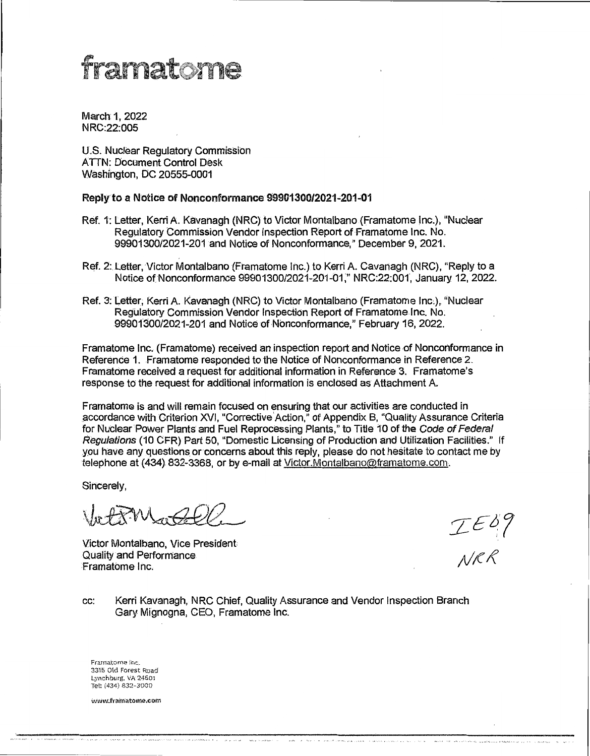# framatome

March 1, 2022
NRC:22:005

U.S. Nuclear Regulatory Commission
ATTN: Document Control Desk
Washington, DC 20555-0001

**Reply to a Notice of Nonconformance 99901300/2021-201-01**

Ref. 1: Letter, Kerri A. Kavanagh (NRC) to Victor Montalbano (Framatome Inc.), "Nuclear Regulatory Commission Vendor Inspection Report of Framatome Inc. No. 99901300/2021-201 and Notice of Nonconformance," December 9, 2021.

Ref. 2: Letter, Victor Montalbano (Framatome Inc.) to Kerri A. Cavanagh (NRC), "Reply to a Notice of Nonconformance 99901300/2021-201-01," NRC:22:001, January 12, 2022.

Ref. 3: Letter, Kerri A. Kavanagh (NRC) to Victor Montalbano (Framatome Inc.), "Nuclear Regulatory Commission Vendor Inspection Report of Framatome Inc. No. 99901300/2021-201 and Notice of Nonconformance," February 16, 2022.

Framatome Inc. (Framatome) received an inspection report and Notice of Nonconformance in Reference 1. Framatome responded to the Notice of Nonconformance in Reference 2. Framatome received a request for additional information in Reference 3. Framatome's response to the request for additional information is enclosed as Attachment A.

Framatome is and will remain focused on ensuring that our activities are conducted in accordance with Criterion XVI, "Corrective Action," of Appendix B, "Quality Assurance Criteria for Nuclear Power Plants and Fuel Reprocessing Plants," to Title 10 of the *Code of Federal Regulations* (10 CFR) Part 50, "Domestic Licensing of Production and Utilization Facilities." If you have any questions or concerns about this reply, please do not hesitate to contact me by telephone at (434) 832-3368, or by e-mail at Victor.Montalbano@framatome.com.

Sincerely,

Victor Montalbano, Vice President
Quality and Performance
Framatome Inc.

IE09
NRR

cc: Kerri Kavanagh, NRC Chief, Quality Assurance and Vendor Inspection Branch
Gary Mignogna, CEO, Framatome Inc.

Framatome Inc.
3315 Old Forest Road
Lynchburg, VA 24501
Tel: (434) 832-3000

www.framatome.com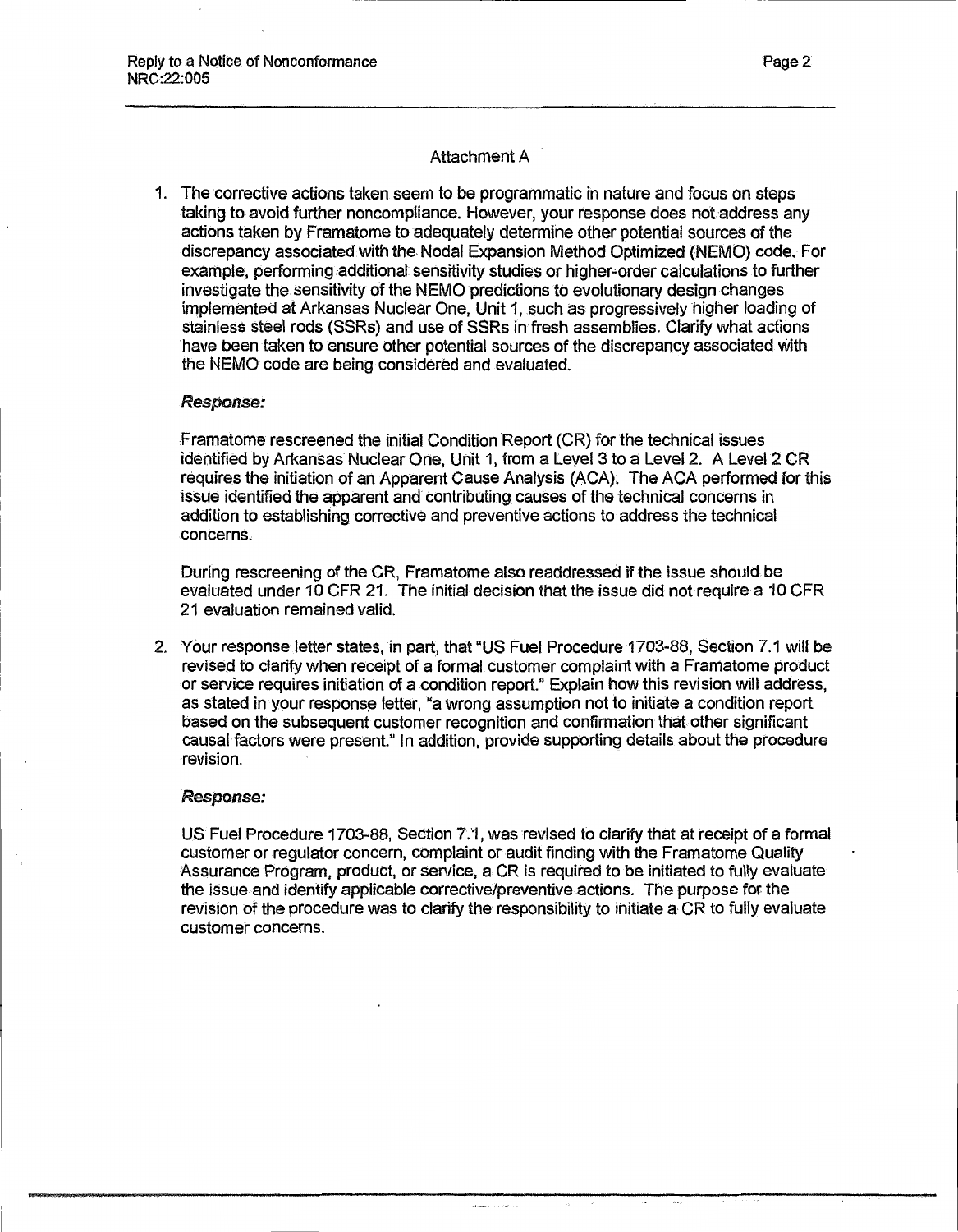Attachment A

1. The corrective actions taken seem to be programmatic in nature and focus on steps taking to avoid further noncompliance. However, your response does not address any actions taken by Framatome to adequately determine other potential sources of the discrepancy associated with the Nodal Expansion Method Optimized (NEMO) code. For example, performing additional sensitivity studies or higher-order calculations to further investigate the sensitivity of the NEMO predictions to evolutionary design changes implemented at Arkansas Nuclear One, Unit 1, such as progressively higher loading of stainless steel rods (SSRs) and use of SSRs in fresh assemblies. Clarify what actions have been taken to ensure other potential sources of the discrepancy associated with the NEMO code are being considered and evaluated.

   ***Response:***

   Framatome rescreened the initial Condition Report (CR) for the technical issues identified by Arkansas Nuclear One, Unit 1, from a Level 3 to a Level 2. A Level 2 CR requires the initiation of an Apparent Cause Analysis (ACA). The ACA performed for this issue identified the apparent and contributing causes of the technical concerns in addition to establishing corrective and preventive actions to address the technical concerns.

   During rescreening of the CR, Framatome also readdressed if the issue should be evaluated under 10 CFR 21. The initial decision that the issue did not require a 10 CFR 21 evaluation remained valid.

2. Your response letter states, in part, that "US Fuel Procedure 1703-88, Section 7.1 will be revised to clarify when receipt of a formal customer complaint with a Framatome product or service requires initiation of a condition report." Explain how this revision will address, as stated in your response letter, "a wrong assumption not to initiate a condition report based on the subsequent customer recognition and confirmation that other significant causal factors were present." In addition, provide supporting details about the procedure revision.

   ***Response:***

   US Fuel Procedure 1703-88, Section 7.1, was revised to clarify that at receipt of a formal customer or regulator concern, complaint or audit finding with the Framatome Quality Assurance Program, product, or service, a CR is required to be initiated to fully evaluate the issue and identify applicable corrective/preventive actions. The purpose for the revision of the procedure was to clarify the responsibility to initiate a CR to fully evaluate customer concerns.